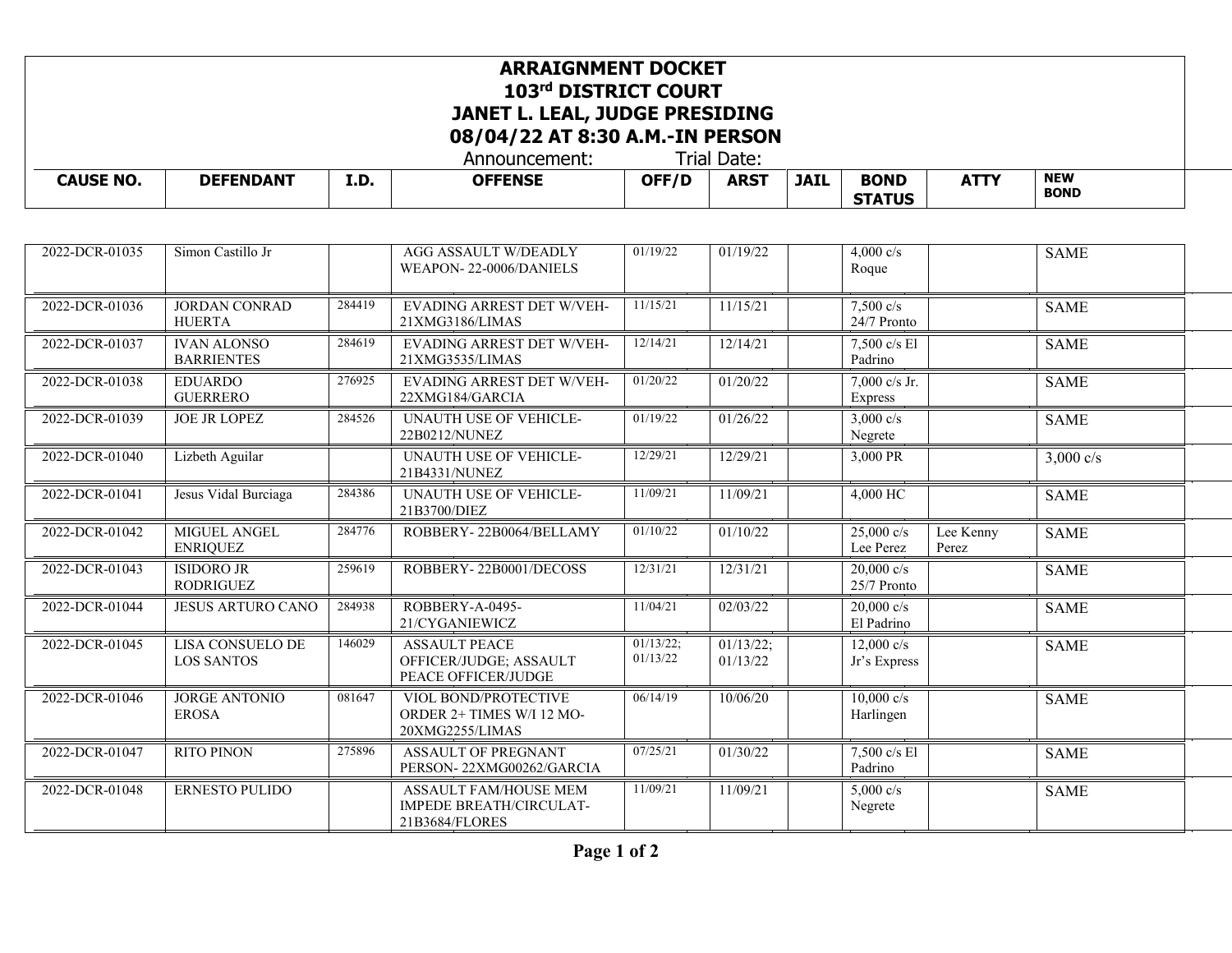# ARRAIGNMENT DOCKET
# 103rd DISTRICT COURT
# JANET L. LEAL, JUDGE PRESIDING
# 08/04/22 AT 8:30 A.M.-IN PERSON

Announcement: Trial Date:

| CAUSE NO. | DEFENDANT | I.D. | OFFENSE | OFF/D | ARST | JAIL | BOND STATUS | ATTY | NEW BOND |
|---|---|---|---|---|---|---|---|---|---|
| 2022-DCR-01035 | Simon Castillo Jr | | AGG ASSAULT W/DEADLY WEAPON- 22-0006/DANIELS | 01/19/22 | 01/19/22 | | 4,000 c/s Roque | | SAME |
| 2022-DCR-01036 | JORDAN CONRAD HUERTA | 284419 | EVADING ARREST DET W/VEH-21XMG3186/LIMAS | 11/15/21 | 11/15/21 | | 7,500 c/s 24/7 Pronto | | SAME |
| 2022-DCR-01037 | IVAN ALONSO BARRIENTES | 284619 | EVADING ARREST DET W/VEH-21XMG3535/LIMAS | 12/14/21 | 12/14/21 | | 7,500 c/s El Padrino | | SAME |
| 2022-DCR-01038 | EDUARDO GUERRERO | 276925 | EVADING ARREST DET W/VEH-22XMG184/GARCIA | 01/20/22 | 01/20/22 | | 7,000 c/s Jr. Express | | SAME |
| 2022-DCR-01039 | JOE JR LOPEZ | 284526 | UNAUTH USE OF VEHICLE-22B0212/NUNEZ | 01/19/22 | 01/26/22 | | 3,000 c/s Negrete | | SAME |
| 2022-DCR-01040 | Lizbeth Aguilar | | UNAUTH USE OF VEHICLE-21B4331/NUNEZ | 12/29/21 | 12/29/21 | | 3,000 PR | | 3,000 c/s |
| 2022-DCR-01041 | Jesus Vidal Burciaga | 284386 | UNAUTH USE OF VEHICLE-21B3700/DIEZ | 11/09/21 | 11/09/21 | | 4,000 HC | | SAME |
| 2022-DCR-01042 | MIGUEL ANGEL ENRIQUEZ | 284776 | ROBBERY- 22B0064/BELLAMY | 01/10/22 | 01/10/22 | | 25,000 c/s Lee Perez | Lee Kenny Perez | SAME |
| 2022-DCR-01043 | ISIDORO JR RODRIGUEZ | 259619 | ROBBERY- 22B0001/DECOSS | 12/31/21 | 12/31/21 | | 20,000 c/s 25/7 Pronto | | SAME |
| 2022-DCR-01044 | JESUS ARTURO CANO | 284938 | ROBBERY-A-0495-21/CYGANIEWICZ | 11/04/21 | 02/03/22 | | 20,000 c/s El Padrino | | SAME |
| 2022-DCR-01045 | LISA CONSUELO DE LOS SANTOS | 146029 | ASSAULT PEACE OFFICER/JUDGE; ASSAULT PEACE OFFICER/JUDGE | 01/13/22; 01/13/22 | 01/13/22; 01/13/22 | | 12,000 c/s Jr's Express | | SAME |
| 2022-DCR-01046 | JORGE ANTONIO EROSA | 081647 | VIOL BOND/PROTECTIVE ORDER 2+ TIMES W/I 12 MO-20XMG2255/LIMAS | 06/14/19 | 10/06/20 | | 10,000 c/s Harlingen | | SAME |
| 2022-DCR-01047 | RITO PINON | 275896 | ASSAULT OF PREGNANT PERSON- 22XMG00262/GARCIA | 07/25/21 | 01/30/22 | | 7,500 c/s El Padrino | | SAME |
| 2022-DCR-01048 | ERNESTO PULIDO | | ASSAULT FAM/HOUSE MEM IMPEDE BREATH/CIRCULAT-21B3684/FLORES | 11/09/21 | 11/09/21 | | 5,000 c/s Negrete | | SAME |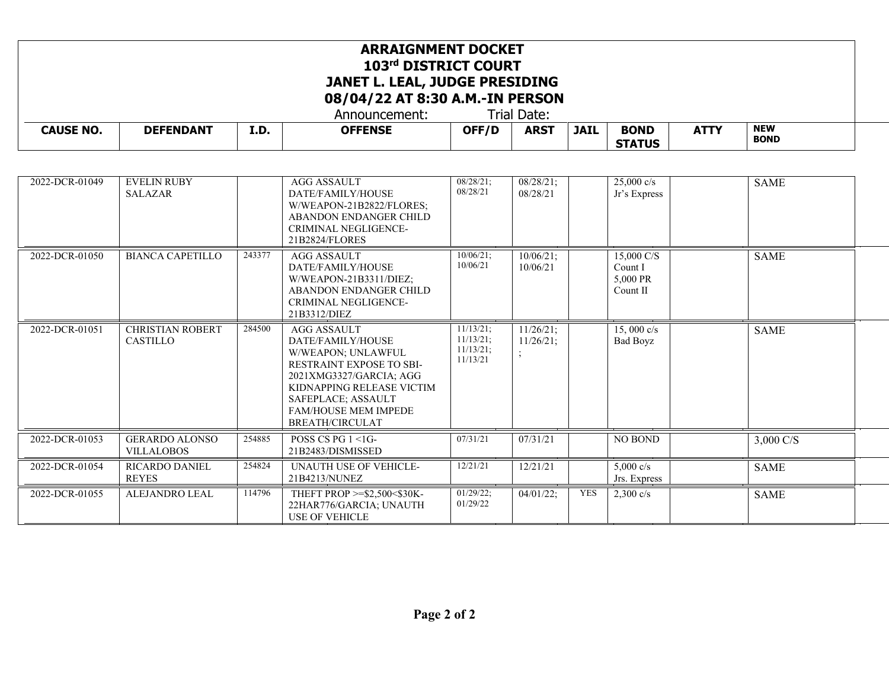# ARRAIGNMENT DOCKET
## 103rd DISTRICT COURT
## JANET L. LEAL, JUDGE PRESIDING
## 08/04/22 AT 8:30 A.M.-IN PERSON

Announcement: Trial Date:

| CAUSE NO. | DEFENDANT | I.D. | OFFENSE | OFF/D | ARST | JAIL | BOND STATUS | ATTY | NEW BOND |
|---|---|---|---|---|---|---|---|---|---|
| 2022-DCR-01049 | EVELIN RUBY SALAZAR | | AGG ASSAULT DATE/FAMILY/HOUSE W/WEAPON-21B2822/FLORES; ABANDON ENDANGER CHILD CRIMINAL NEGLIGENCE-21B2824/FLORES | 08/28/21; 08/28/21 | 08/28/21; 08/28/21 | | 25,000 c/s Jr's Express | | SAME |
| 2022-DCR-01050 | BIANCA CAPETILLO | 243377 | AGG ASSAULT DATE/FAMILY/HOUSE W/WEAPON-21B3311/DIEZ; ABANDON ENDANGER CHILD CRIMINAL NEGLIGENCE-21B3312/DIEZ | 10/06/21; 10/06/21 | 10/06/21; 10/06/21 | | 15,000 C/S Count I 5,000 PR Count II | | SAME |
| 2022-DCR-01051 | CHRISTIAN ROBERT CASTILLO | 284500 | AGG ASSAULT DATE/FAMILY/HOUSE W/WEAPON; UNLAWFUL RESTRAINT EXPOSE TO SBI-2021XMG3327/GARCIA; AGG KIDNAPPING RELEASE VICTIM SAFEPLACE; ASSAULT FAM/HOUSE MEM IMPEDE BREATH/CIRCULAT | 11/13/21; 11/13/21; 11/13/21; 11/13/21 | 11/26/21; 11/26/21; ; | | 15, 000 c/s Bad Boyz | | SAME |
| 2022-DCR-01053 | GERARDO ALONSO VILLALOBOS | 254885 | POSS CS PG 1 <1G-21B2483/DISMISSED | 07/31/21 | 07/31/21 | | NO BOND | | 3,000 C/S |
| 2022-DCR-01054 | RICARDO DANIEL REYES | 254824 | UNAUTH USE OF VEHICLE-21B4213/NUNEZ | 12/21/21 | 12/21/21 | | 5,000 c/s Jrs. Express | | SAME |
| 2022-DCR-01055 | ALEJANDRO LEAL | 114796 | THEFT PROP >=$2,500<$30K-22HAR776/GARCIA; UNAUTH USE OF VEHICLE | 01/29/22; 01/29/22 | 04/01/22; | YES | 2,300 c/s | | SAME |